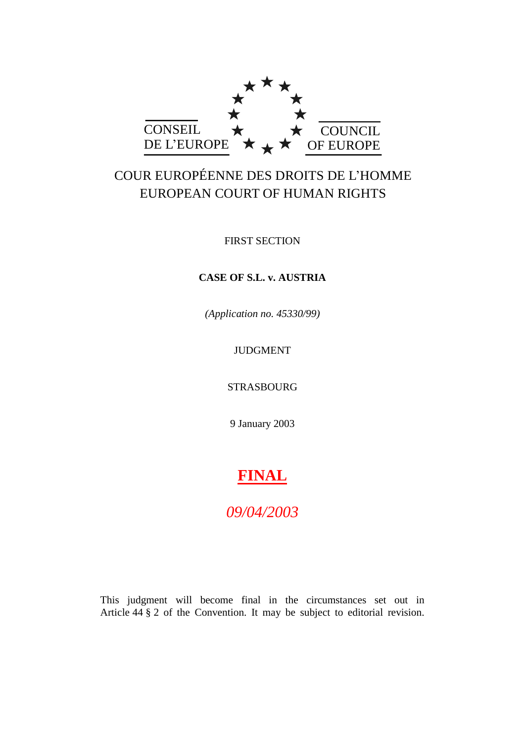CONSEIL DE L'EUROPE

COUNCIL OF EUROPE

COUR EUROPÉENNE DES DROITS DE L'HOMME
EUROPEAN COURT OF HUMAN RIGHTS

FIRST SECTION

**CASE OF S.L. v. AUSTRIA**

*(Application no. 45330/99)*

JUDGMENT

STRASBOURG

9 January 2003

**FINAL**

*09/04/2003*

This judgment will become final in the circumstances set out in Article 44 § 2 of the Convention. It may be subject to editorial revision.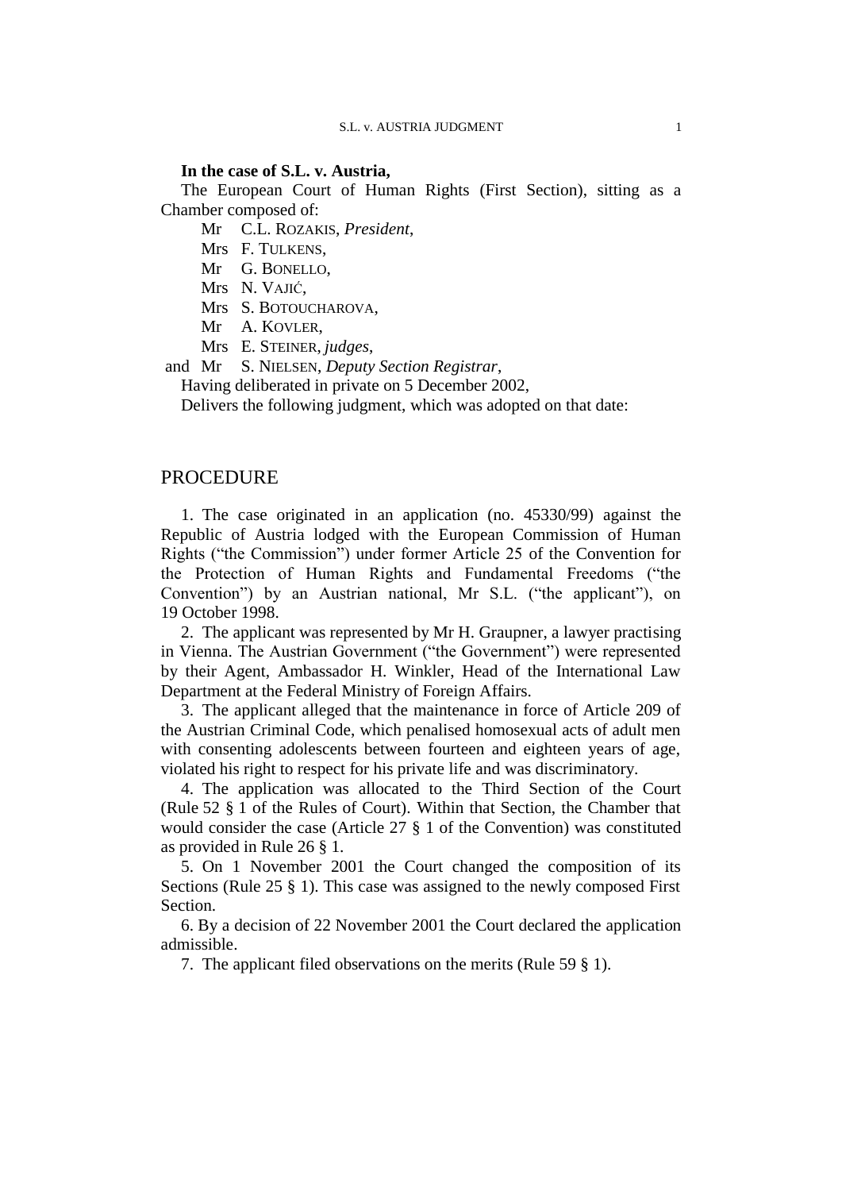**In the case of S.L. v. Austria,**

The European Court of Human Rights (First Section), sitting as a Chamber composed of:

Mr C.L. ROZAKIS, *President*,
Mrs F. TULKENS,
Mr G. BONELLO,
Mrs N. VAJIĆ,
Mrs S. BOTOUCHAROVA,
Mr A. KOVLER,
Mrs E. STEINER, *judges*,
and Mr S. NIELSEN, *Deputy Section Registrar*,

Having deliberated in private on 5 December 2002,

Delivers the following judgment, which was adopted on that date:

## PROCEDURE

1. The case originated in an application (no. 45330/99) against the Republic of Austria lodged with the European Commission of Human Rights ("the Commission") under former Article 25 of the Convention for the Protection of Human Rights and Fundamental Freedoms ("the Convention") by an Austrian national, Mr S.L. ("the applicant"), on 19 October 1998.

2. The applicant was represented by Mr H. Graupner, a lawyer practising in Vienna. The Austrian Government ("the Government") were represented by their Agent, Ambassador H. Winkler, Head of the International Law Department at the Federal Ministry of Foreign Affairs.

3. The applicant alleged that the maintenance in force of Article 209 of the Austrian Criminal Code, which penalised homosexual acts of adult men with consenting adolescents between fourteen and eighteen years of age, violated his right to respect for his private life and was discriminatory.

4. The application was allocated to the Third Section of the Court (Rule 52 § 1 of the Rules of Court). Within that Section, the Chamber that would consider the case (Article 27 § 1 of the Convention) was constituted as provided in Rule 26 § 1.

5. On 1 November 2001 the Court changed the composition of its Sections (Rule 25 § 1). This case was assigned to the newly composed First Section.

6. By a decision of 22 November 2001 the Court declared the application admissible.

7. The applicant filed observations on the merits (Rule 59 § 1).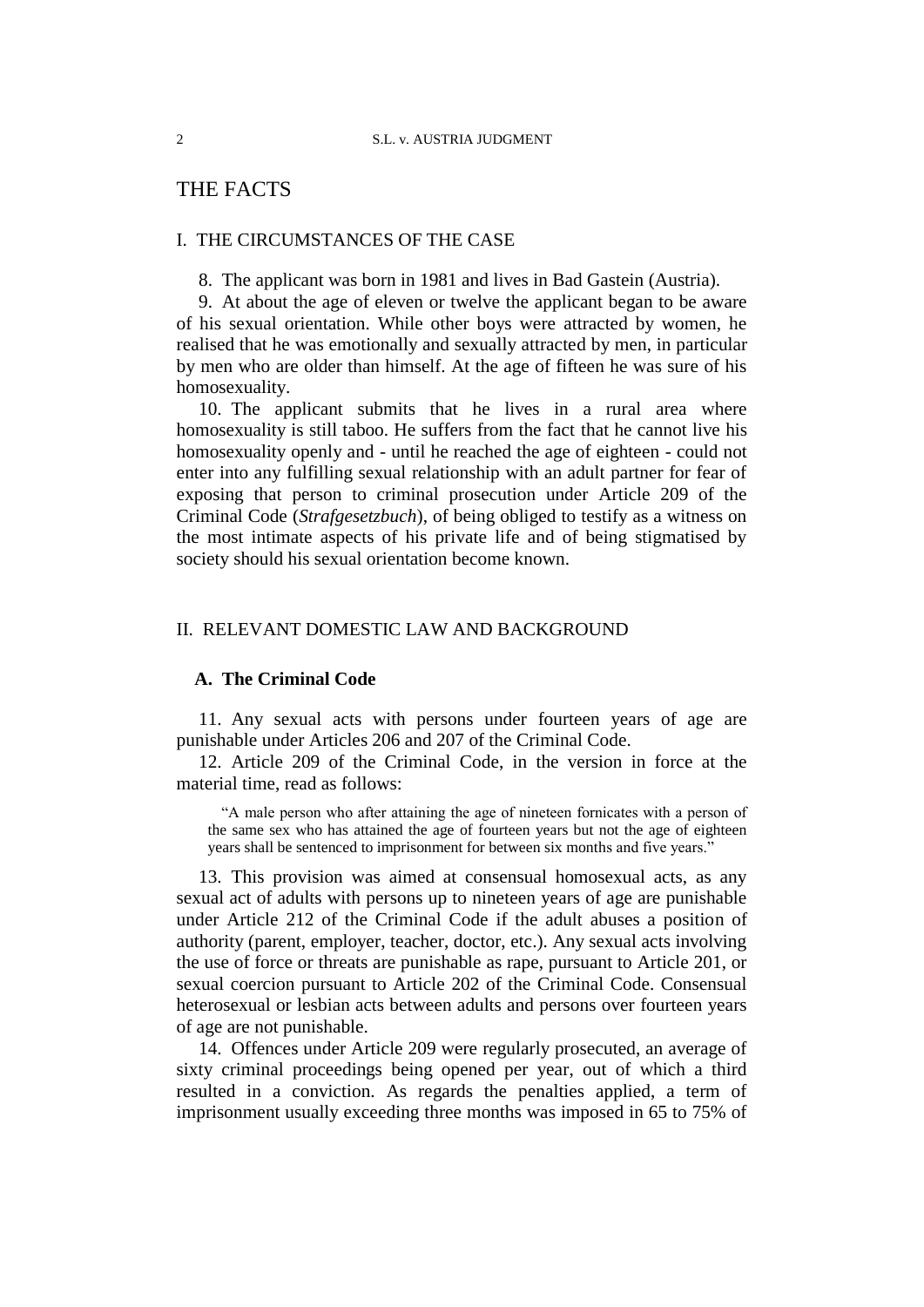# THE FACTS

## I. THE CIRCUMSTANCES OF THE CASE

8. The applicant was born in 1981 and lives in Bad Gastein (Austria).

9. At about the age of eleven or twelve the applicant began to be aware of his sexual orientation. While other boys were attracted by women, he realised that he was emotionally and sexually attracted by men, in particular by men who are older than himself. At the age of fifteen he was sure of his homosexuality.

10. The applicant submits that he lives in a rural area where homosexuality is still taboo. He suffers from the fact that he cannot live his homosexuality openly and - until he reached the age of eighteen - could not enter into any fulfilling sexual relationship with an adult partner for fear of exposing that person to criminal prosecution under Article 209 of the Criminal Code (*Strafgesetzbuch*), of being obliged to testify as a witness on the most intimate aspects of his private life and of being stigmatised by society should his sexual orientation become known.

## II. RELEVANT DOMESTIC LAW AND BACKGROUND

### A. The Criminal Code

11. Any sexual acts with persons under fourteen years of age are punishable under Articles 206 and 207 of the Criminal Code.

12. Article 209 of the Criminal Code, in the version in force at the material time, read as follows:

> "A male person who after attaining the age of nineteen fornicates with a person of the same sex who has attained the age of fourteen years but not the age of eighteen years shall be sentenced to imprisonment for between six months and five years."

13. This provision was aimed at consensual homosexual acts, as any sexual act of adults with persons up to nineteen years of age are punishable under Article 212 of the Criminal Code if the adult abuses a position of authority (parent, employer, teacher, doctor, etc.). Any sexual acts involving the use of force or threats are punishable as rape, pursuant to Article 201, or sexual coercion pursuant to Article 202 of the Criminal Code. Consensual heterosexual or lesbian acts between adults and persons over fourteen years of age are not punishable.

14. Offences under Article 209 were regularly prosecuted, an average of sixty criminal proceedings being opened per year, out of which a third resulted in a conviction. As regards the penalties applied, a term of imprisonment usually exceeding three months was imposed in 65 to 75% of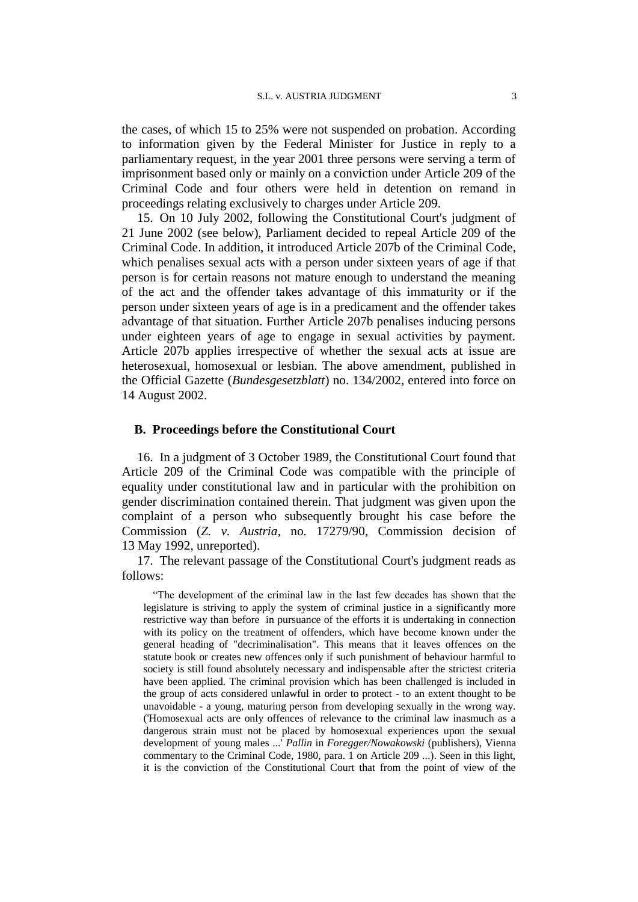the cases, of which 15 to 25% were not suspended on probation. According to information given by the Federal Minister for Justice in reply to a parliamentary request, in the year 2001 three persons were serving a term of imprisonment based only or mainly on a conviction under Article 209 of the Criminal Code and four others were held in detention on remand in proceedings relating exclusively to charges under Article 209.

15. On 10 July 2002, following the Constitutional Court's judgment of 21 June 2002 (see below), Parliament decided to repeal Article 209 of the Criminal Code. In addition, it introduced Article 207b of the Criminal Code, which penalises sexual acts with a person under sixteen years of age if that person is for certain reasons not mature enough to understand the meaning of the act and the offender takes advantage of this immaturity or if the person under sixteen years of age is in a predicament and the offender takes advantage of that situation. Further Article 207b penalises inducing persons under eighteen years of age to engage in sexual activities by payment. Article 207b applies irrespective of whether the sexual acts at issue are heterosexual, homosexual or lesbian. The above amendment, published in the Official Gazette (*Bundesgesetzblatt*) no. 134/2002, entered into force on 14 August 2002.

### B. Proceedings before the Constitutional Court

16. In a judgment of 3 October 1989, the Constitutional Court found that Article 209 of the Criminal Code was compatible with the principle of equality under constitutional law and in particular with the prohibition on gender discrimination contained therein. That judgment was given upon the complaint of a person who subsequently brought his case before the Commission (*Z. v. Austria*, no. 17279/90, Commission decision of 13 May 1992, unreported).

17. The relevant passage of the Constitutional Court's judgment reads as follows:

> "The development of the criminal law in the last few decades has shown that the legislature is striving to apply the system of criminal justice in a significantly more restrictive way than before in pursuance of the efforts it is undertaking in connection with its policy on the treatment of offenders, which have become known under the general heading of "decriminalisation". This means that it leaves offences on the statute book or creates new offences only if such punishment of behaviour harmful to society is still found absolutely necessary and indispensable after the strictest criteria have been applied. The criminal provision which has been challenged is included in the group of acts considered unlawful in order to protect - to an extent thought to be unavoidable - a young, maturing person from developing sexually in the wrong way. ('Homosexual acts are only offences of relevance to the criminal law inasmuch as a dangerous strain must not be placed by homosexual experiences upon the sexual development of young males ...' *Pallin* in *Foregger/Nowakowski* (publishers), Vienna commentary to the Criminal Code, 1980, para. 1 on Article 209 ...). Seen in this light, it is the conviction of the Constitutional Court that from the point of view of the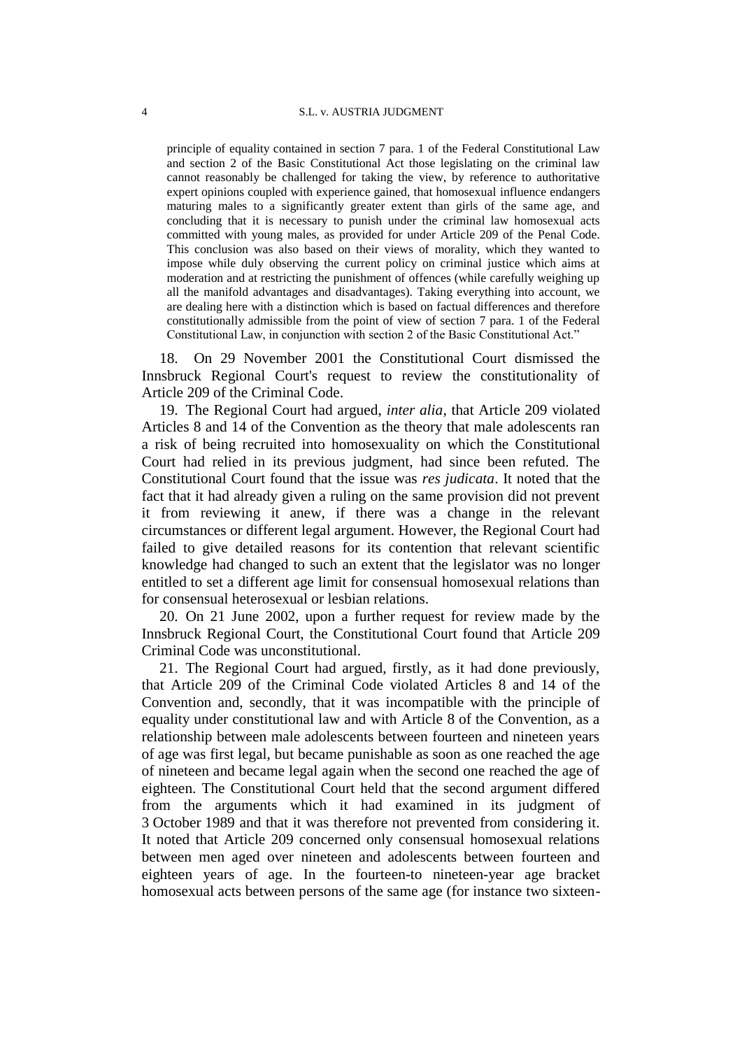> principle of equality contained in section 7 para. 1 of the Federal Constitutional Law and section 2 of the Basic Constitutional Act those legislating on the criminal law cannot reasonably be challenged for taking the view, by reference to authoritative expert opinions coupled with experience gained, that homosexual influence endangers maturing males to a significantly greater extent than girls of the same age, and concluding that it is necessary to punish under the criminal law homosexual acts committed with young males, as provided for under Article 209 of the Penal Code. This conclusion was also based on their views of morality, which they wanted to impose while duly observing the current policy on criminal justice which aims at moderation and at restricting the punishment of offences (while carefully weighing up all the manifold advantages and disadvantages). Taking everything into account, we are dealing here with a distinction which is based on factual differences and therefore constitutionally admissible from the point of view of section 7 para. 1 of the Federal Constitutional Law, in conjunction with section 2 of the Basic Constitutional Act."

18. On 29 November 2001 the Constitutional Court dismissed the Innsbruck Regional Court's request to review the constitutionality of Article 209 of the Criminal Code.

19. The Regional Court had argued, *inter alia*, that Article 209 violated Articles 8 and 14 of the Convention as the theory that male adolescents ran a risk of being recruited into homosexuality on which the Constitutional Court had relied in its previous judgment, had since been refuted. The Constitutional Court found that the issue was *res judicata*. It noted that the fact that it had already given a ruling on the same provision did not prevent it from reviewing it anew, if there was a change in the relevant circumstances or different legal argument. However, the Regional Court had failed to give detailed reasons for its contention that relevant scientific knowledge had changed to such an extent that the legislator was no longer entitled to set a different age limit for consensual homosexual relations than for consensual heterosexual or lesbian relations.

20. On 21 June 2002, upon a further request for review made by the Innsbruck Regional Court, the Constitutional Court found that Article 209 Criminal Code was unconstitutional.

21. The Regional Court had argued, firstly, as it had done previously, that Article 209 of the Criminal Code violated Articles 8 and 14 of the Convention and, secondly, that it was incompatible with the principle of equality under constitutional law and with Article 8 of the Convention, as a relationship between male adolescents between fourteen and nineteen years of age was first legal, but became punishable as soon as one reached the age of nineteen and became legal again when the second one reached the age of eighteen. The Constitutional Court held that the second argument differed from the arguments which it had examined in its judgment of 3 October 1989 and that it was therefore not prevented from considering it. It noted that Article 209 concerned only consensual homosexual relations between men aged over nineteen and adolescents between fourteen and eighteen years of age. In the fourteen-to nineteen-year age bracket homosexual acts between persons of the same age (for instance two sixteen-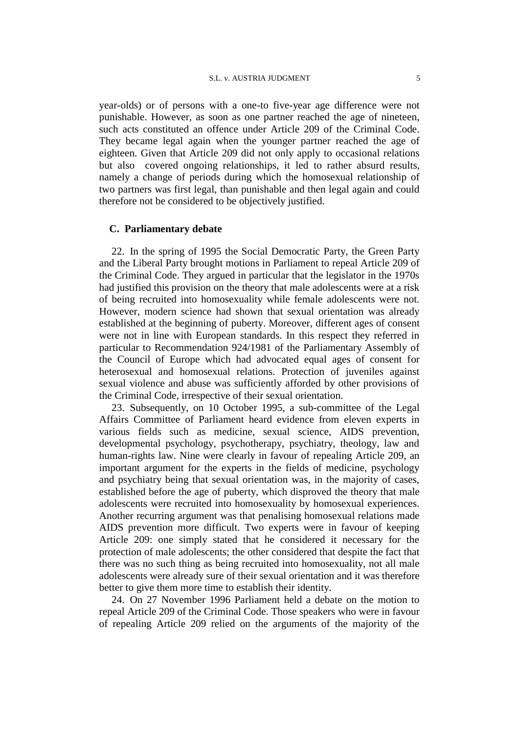year-olds) or of persons with a one-to five-year age difference were not punishable. However, as soon as one partner reached the age of nineteen, such acts constituted an offence under Article 209 of the Criminal Code. They became legal again when the younger partner reached the age of eighteen. Given that Article 209 did not only apply to occasional relations but also covered ongoing relationships, it led to rather absurd results, namely a change of periods during which the homosexual relationship of two partners was first legal, than punishable and then legal again and could therefore not be considered to be objectively justified.

## C. Parliamentary debate

22. In the spring of 1995 the Social Democratic Party, the Green Party and the Liberal Party brought motions in Parliament to repeal Article 209 of the Criminal Code. They argued in particular that the legislator in the 1970s had justified this provision on the theory that male adolescents were at a risk of being recruited into homosexuality while female adolescents were not. However, modern science had shown that sexual orientation was already established at the beginning of puberty. Moreover, different ages of consent were not in line with European standards. In this respect they referred in particular to Recommendation 924/1981 of the Parliamentary Assembly of the Council of Europe which had advocated equal ages of consent for heterosexual and homosexual relations. Protection of juveniles against sexual violence and abuse was sufficiently afforded by other provisions of the Criminal Code, irrespective of their sexual orientation.

23. Subsequently, on 10 October 1995, a sub-committee of the Legal Affairs Committee of Parliament heard evidence from eleven experts in various fields such as medicine, sexual science, AIDS prevention, developmental psychology, psychotherapy, psychiatry, theology, law and human-rights law. Nine were clearly in favour of repealing Article 209, an important argument for the experts in the fields of medicine, psychology and psychiatry being that sexual orientation was, in the majority of cases, established before the age of puberty, which disproved the theory that male adolescents were recruited into homosexuality by homosexual experiences. Another recurring argument was that penalising homosexual relations made AIDS prevention more difficult. Two experts were in favour of keeping Article 209: one simply stated that he considered it necessary for the protection of male adolescents; the other considered that despite the fact that there was no such thing as being recruited into homosexuality, not all male adolescents were already sure of their sexual orientation and it was therefore better to give them more time to establish their identity.

24. On 27 November 1996 Parliament held a debate on the motion to repeal Article 209 of the Criminal Code. Those speakers who were in favour of repealing Article 209 relied on the arguments of the majority of the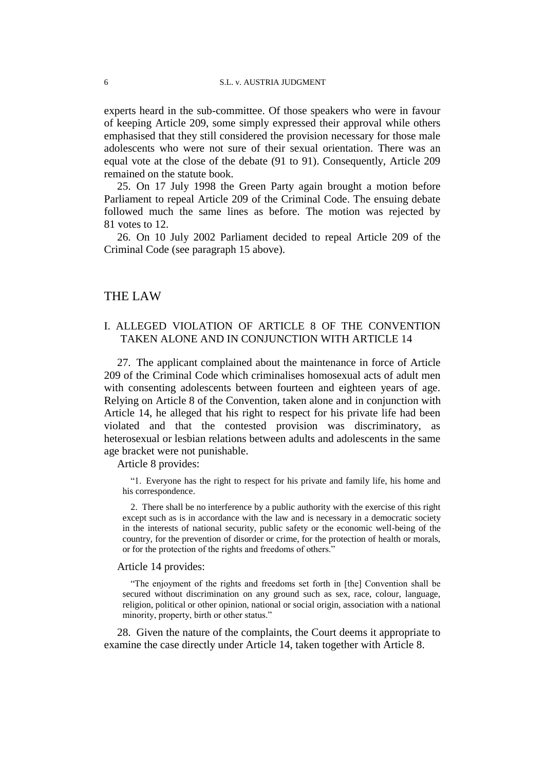experts heard in the sub-committee. Of those speakers who were in favour of keeping Article 209, some simply expressed their approval while others emphasised that they still considered the provision necessary for those male adolescents who were not sure of their sexual orientation. There was an equal vote at the close of the debate (91 to 91). Consequently, Article 209 remained on the statute book.

25. On 17 July 1998 the Green Party again brought a motion before Parliament to repeal Article 209 of the Criminal Code. The ensuing debate followed much the same lines as before. The motion was rejected by 81 votes to 12.

26. On 10 July 2002 Parliament decided to repeal Article 209 of the Criminal Code (see paragraph 15 above).

# THE LAW

## I. ALLEGED VIOLATION OF ARTICLE 8 OF THE CONVENTION TAKEN ALONE AND IN CONJUNCTION WITH ARTICLE 14

27. The applicant complained about the maintenance in force of Article 209 of the Criminal Code which criminalises homosexual acts of adult men with consenting adolescents between fourteen and eighteen years of age. Relying on Article 8 of the Convention, taken alone and in conjunction with Article 14, he alleged that his right to respect for his private life had been violated and that the contested provision was discriminatory, as heterosexual or lesbian relations between adults and adolescents in the same age bracket were not punishable.

Article 8 provides:

> "1. Everyone has the right to respect for his private and family life, his home and his correspondence.
>
> 2. There shall be no interference by a public authority with the exercise of this right except such as is in accordance with the law and is necessary in a democratic society in the interests of national security, public safety or the economic well-being of the country, for the prevention of disorder or crime, for the protection of health or morals, or for the protection of the rights and freedoms of others."

Article 14 provides:

> "The enjoyment of the rights and freedoms set forth in [the] Convention shall be secured without discrimination on any ground such as sex, race, colour, language, religion, political or other opinion, national or social origin, association with a national minority, property, birth or other status."

28. Given the nature of the complaints, the Court deems it appropriate to examine the case directly under Article 14, taken together with Article 8.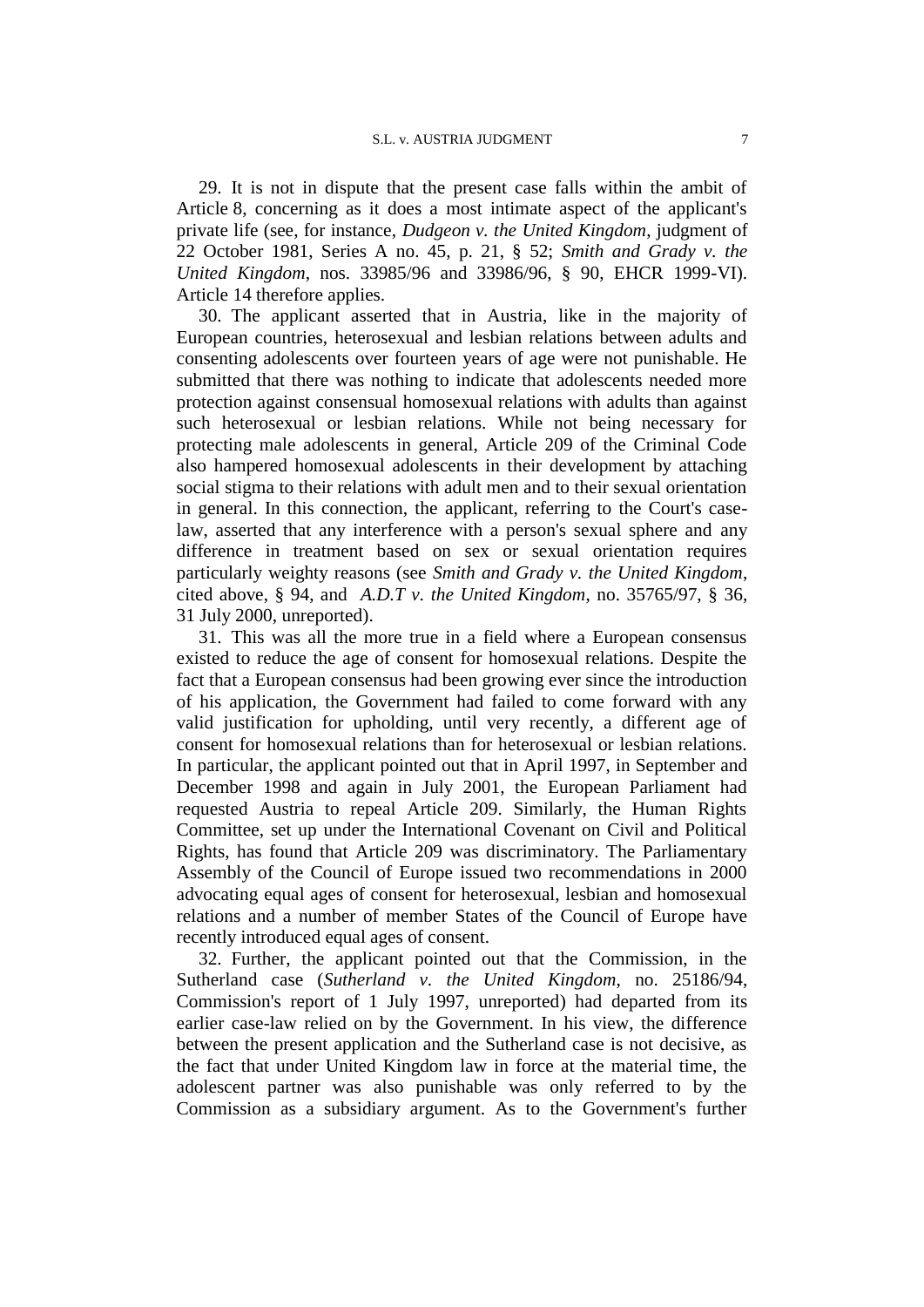29. It is not in dispute that the present case falls within the ambit of Article 8, concerning as it does a most intimate aspect of the applicant's private life (see, for instance, *Dudgeon v. the United Kingdom*, judgment of 22 October 1981, Series A no. 45, p. 21, § 52; *Smith and Grady v. the United Kingdom*, nos. 33985/96 and 33986/96, § 90, EHCR 1999-VI). Article 14 therefore applies.

30. The applicant asserted that in Austria, like in the majority of European countries, heterosexual and lesbian relations between adults and consenting adolescents over fourteen years of age were not punishable. He submitted that there was nothing to indicate that adolescents needed more protection against consensual homosexual relations with adults than against such heterosexual or lesbian relations. While not being necessary for protecting male adolescents in general, Article 209 of the Criminal Code also hampered homosexual adolescents in their development by attaching social stigma to their relations with adult men and to their sexual orientation in general. In this connection, the applicant, referring to the Court's case-law, asserted that any interference with a person's sexual sphere and any difference in treatment based on sex or sexual orientation requires particularly weighty reasons (see *Smith and Grady v. the United Kingdom*, cited above, § 94, and *A.D.T v. the United Kingdom*, no. 35765/97, § 36, 31 July 2000, unreported).

31. This was all the more true in a field where a European consensus existed to reduce the age of consent for homosexual relations. Despite the fact that a European consensus had been growing ever since the introduction of his application, the Government had failed to come forward with any valid justification for upholding, until very recently, a different age of consent for homosexual relations than for heterosexual or lesbian relations. In particular, the applicant pointed out that in April 1997, in September and December 1998 and again in July 2001, the European Parliament had requested Austria to repeal Article 209. Similarly, the Human Rights Committee, set up under the International Covenant on Civil and Political Rights, has found that Article 209 was discriminatory. The Parliamentary Assembly of the Council of Europe issued two recommendations in 2000 advocating equal ages of consent for heterosexual, lesbian and homosexual relations and a number of member States of the Council of Europe have recently introduced equal ages of consent.

32. Further, the applicant pointed out that the Commission, in the Sutherland case (*Sutherland v. the United Kingdom*, no. 25186/94, Commission's report of 1 July 1997, unreported) had departed from its earlier case-law relied on by the Government. In his view, the difference between the present application and the Sutherland case is not decisive, as the fact that under United Kingdom law in force at the material time, the adolescent partner was also punishable was only referred to by the Commission as a subsidiary argument. As to the Government's further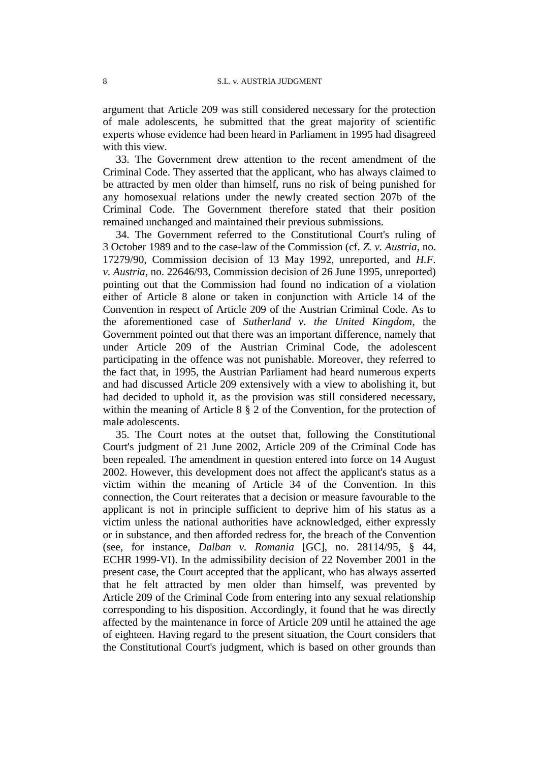argument that Article 209 was still considered necessary for the protection of male adolescents, he submitted that the great majority of scientific experts whose evidence had been heard in Parliament in 1995 had disagreed with this view.

33. The Government drew attention to the recent amendment of the Criminal Code. They asserted that the applicant, who has always claimed to be attracted by men older than himself, runs no risk of being punished for any homosexual relations under the newly created section 207b of the Criminal Code. The Government therefore stated that their position remained unchanged and maintained their previous submissions.

34. The Government referred to the Constitutional Court's ruling of 3 October 1989 and to the case-law of the Commission (cf. *Z. v. Austria*, no. 17279/90, Commission decision of 13 May 1992, unreported, and *H.F. v. Austria*, no. 22646/93, Commission decision of 26 June 1995, unreported) pointing out that the Commission had found no indication of a violation either of Article 8 alone or taken in conjunction with Article 14 of the Convention in respect of Article 209 of the Austrian Criminal Code. As to the aforementioned case of *Sutherland v. the United Kingdom*, the Government pointed out that there was an important difference, namely that under Article 209 of the Austrian Criminal Code, the adolescent participating in the offence was not punishable. Moreover, they referred to the fact that, in 1995, the Austrian Parliament had heard numerous experts and had discussed Article 209 extensively with a view to abolishing it, but had decided to uphold it, as the provision was still considered necessary, within the meaning of Article 8 § 2 of the Convention, for the protection of male adolescents.

35. The Court notes at the outset that, following the Constitutional Court's judgment of 21 June 2002, Article 209 of the Criminal Code has been repealed. The amendment in question entered into force on 14 August 2002. However, this development does not affect the applicant's status as a victim within the meaning of Article 34 of the Convention. In this connection, the Court reiterates that a decision or measure favourable to the applicant is not in principle sufficient to deprive him of his status as a victim unless the national authorities have acknowledged, either expressly or in substance, and then afforded redress for, the breach of the Convention (see, for instance, *Dalban v. Romania* [GC], no. 28114/95, § 44, ECHR 1999-VI). In the admissibility decision of 22 November 2001 in the present case, the Court accepted that the applicant, who has always asserted that he felt attracted by men older than himself, was prevented by Article 209 of the Criminal Code from entering into any sexual relationship corresponding to his disposition. Accordingly, it found that he was directly affected by the maintenance in force of Article 209 until he attained the age of eighteen. Having regard to the present situation, the Court considers that the Constitutional Court's judgment, which is based on other grounds than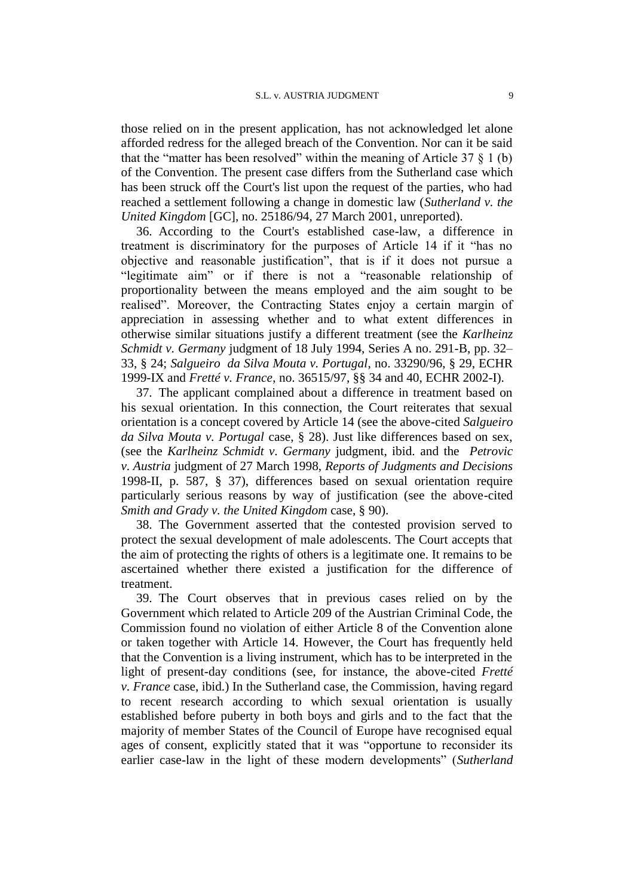those relied on in the present application, has not acknowledged let alone afforded redress for the alleged breach of the Convention. Nor can it be said that the "matter has been resolved" within the meaning of Article 37 § 1 (b) of the Convention. The present case differs from the Sutherland case which has been struck off the Court's list upon the request of the parties, who had reached a settlement following a change in domestic law (*Sutherland v. the United Kingdom* [GC], no. 25186/94, 27 March 2001, unreported).

36. According to the Court's established case-law, a difference in treatment is discriminatory for the purposes of Article 14 if it "has no objective and reasonable justification", that is if it does not pursue a "legitimate aim" or if there is not a "reasonable relationship of proportionality between the means employed and the aim sought to be realised". Moreover, the Contracting States enjoy a certain margin of appreciation in assessing whether and to what extent differences in otherwise similar situations justify a different treatment (see the *Karlheinz Schmidt v. Germany* judgment of 18 July 1994, Series A no. 291-B, pp. 32–33, § 24; *Salgueiro da Silva Mouta v. Portugal*, no. 33290/96, § 29, ECHR 1999-IX and *Fretté v. France*, no. 36515/97, §§ 34 and 40, ECHR 2002-I).

37. The applicant complained about a difference in treatment based on his sexual orientation. In this connection, the Court reiterates that sexual orientation is a concept covered by Article 14 (see the above-cited *Salgueiro da Silva Mouta v. Portugal* case, § 28). Just like differences based on sex, (see the *Karlheinz Schmidt v. Germany* judgment, ibid. and the *Petrovic v. Austria* judgment of 27 March 1998, *Reports of Judgments and Decisions* 1998-II, p. 587, § 37), differences based on sexual orientation require particularly serious reasons by way of justification (see the above-cited *Smith and Grady v. the United Kingdom* case, § 90).

38. The Government asserted that the contested provision served to protect the sexual development of male adolescents. The Court accepts that the aim of protecting the rights of others is a legitimate one. It remains to be ascertained whether there existed a justification for the difference of treatment.

39. The Court observes that in previous cases relied on by the Government which related to Article 209 of the Austrian Criminal Code, the Commission found no violation of either Article 8 of the Convention alone or taken together with Article 14. However, the Court has frequently held that the Convention is a living instrument, which has to be interpreted in the light of present-day conditions (see, for instance, the above-cited *Fretté v. France* case, ibid.) In the Sutherland case, the Commission, having regard to recent research according to which sexual orientation is usually established before puberty in both boys and girls and to the fact that the majority of member States of the Council of Europe have recognised equal ages of consent, explicitly stated that it was "opportune to reconsider its earlier case-law in the light of these modern developments" (*Sutherland*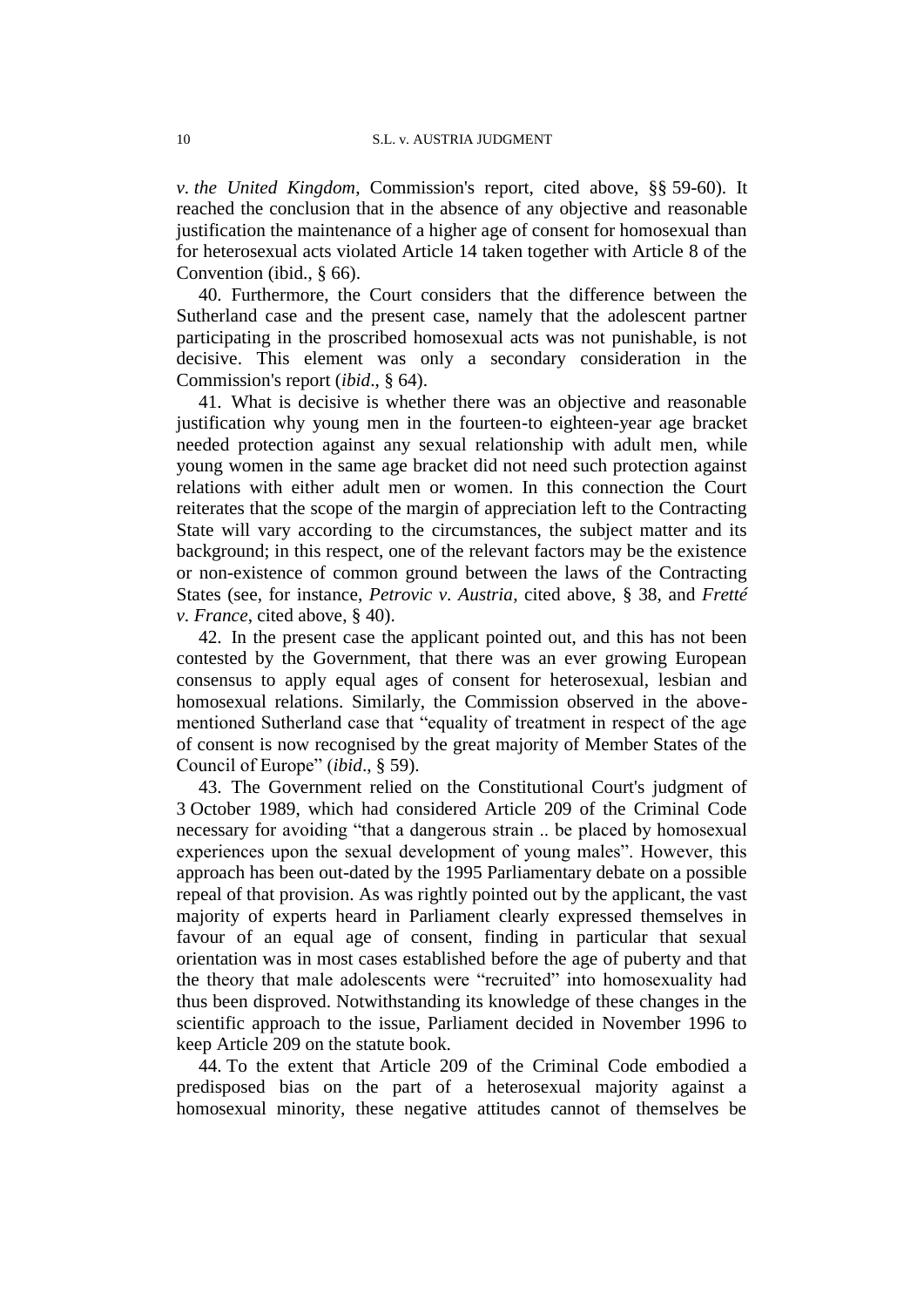*v. the United Kingdom*, Commission's report, cited above, §§ 59-60). It reached the conclusion that in the absence of any objective and reasonable justification the maintenance of a higher age of consent for homosexual than for heterosexual acts violated Article 14 taken together with Article 8 of the Convention (ibid., § 66).

40. Furthermore, the Court considers that the difference between the Sutherland case and the present case, namely that the adolescent partner participating in the proscribed homosexual acts was not punishable, is not decisive. This element was only a secondary consideration in the Commission's report (*ibid*., § 64).

41. What is decisive is whether there was an objective and reasonable justification why young men in the fourteen-to eighteen-year age bracket needed protection against any sexual relationship with adult men, while young women in the same age bracket did not need such protection against relations with either adult men or women. In this connection the Court reiterates that the scope of the margin of appreciation left to the Contracting State will vary according to the circumstances, the subject matter and its background; in this respect, one of the relevant factors may be the existence or non-existence of common ground between the laws of the Contracting States (see, for instance, *Petrovic v. Austria*, cited above, § 38, and *Fretté v. France*, cited above, § 40).

42. In the present case the applicant pointed out, and this has not been contested by the Government, that there was an ever growing European consensus to apply equal ages of consent for heterosexual, lesbian and homosexual relations. Similarly, the Commission observed in the above-mentioned Sutherland case that "equality of treatment in respect of the age of consent is now recognised by the great majority of Member States of the Council of Europe" (*ibid*., § 59).

43. The Government relied on the Constitutional Court's judgment of 3 October 1989, which had considered Article 209 of the Criminal Code necessary for avoiding "that a dangerous strain .. be placed by homosexual experiences upon the sexual development of young males". However, this approach has been out-dated by the 1995 Parliamentary debate on a possible repeal of that provision. As was rightly pointed out by the applicant, the vast majority of experts heard in Parliament clearly expressed themselves in favour of an equal age of consent, finding in particular that sexual orientation was in most cases established before the age of puberty and that the theory that male adolescents were "recruited" into homosexuality had thus been disproved. Notwithstanding its knowledge of these changes in the scientific approach to the issue, Parliament decided in November 1996 to keep Article 209 on the statute book.

44. To the extent that Article 209 of the Criminal Code embodied a predisposed bias on the part of a heterosexual majority against a homosexual minority, these negative attitudes cannot of themselves be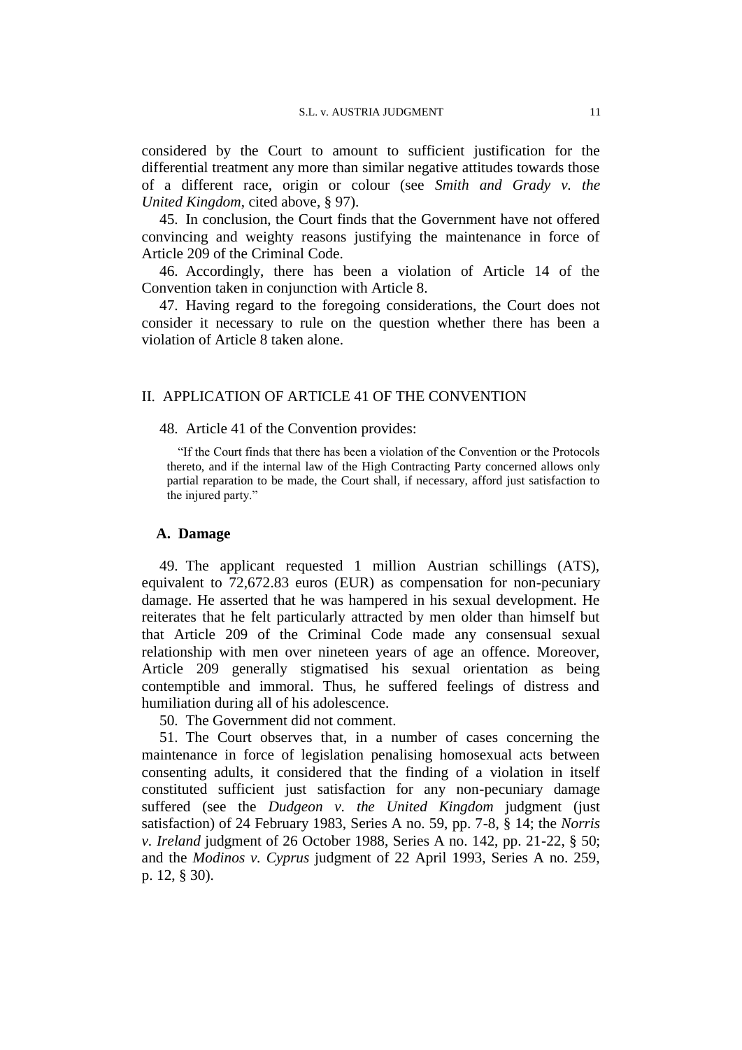considered by the Court to amount to sufficient justification for the differential treatment any more than similar negative attitudes towards those of a different race, origin or colour (see *Smith and Grady v. the United Kingdom*, cited above, § 97).

45. In conclusion, the Court finds that the Government have not offered convincing and weighty reasons justifying the maintenance in force of Article 209 of the Criminal Code.

46. Accordingly, there has been a violation of Article 14 of the Convention taken in conjunction with Article 8.

47. Having regard to the foregoing considerations, the Court does not consider it necessary to rule on the question whether there has been a violation of Article 8 taken alone.

## II. APPLICATION OF ARTICLE 41 OF THE CONVENTION

48. Article 41 of the Convention provides:

> "If the Court finds that there has been a violation of the Convention or the Protocols thereto, and if the internal law of the High Contracting Party concerned allows only partial reparation to be made, the Court shall, if necessary, afford just satisfaction to the injured party."

### A. Damage

49. The applicant requested 1 million Austrian schillings (ATS), equivalent to 72,672.83 euros (EUR) as compensation for non-pecuniary damage. He asserted that he was hampered in his sexual development. He reiterates that he felt particularly attracted by men older than himself but that Article 209 of the Criminal Code made any consensual sexual relationship with men over nineteen years of age an offence. Moreover, Article 209 generally stigmatised his sexual orientation as being contemptible and immoral. Thus, he suffered feelings of distress and humiliation during all of his adolescence.

50. The Government did not comment.

51. The Court observes that, in a number of cases concerning the maintenance in force of legislation penalising homosexual acts between consenting adults, it considered that the finding of a violation in itself constituted sufficient just satisfaction for any non-pecuniary damage suffered (see the *Dudgeon v. the United Kingdom* judgment (just satisfaction) of 24 February 1983, Series A no. 59, pp. 7-8, § 14; the *Norris v. Ireland* judgment of 26 October 1988, Series A no. 142, pp. 21-22, § 50; and the *Modinos v. Cyprus* judgment of 22 April 1993, Series A no. 259, p. 12, § 30).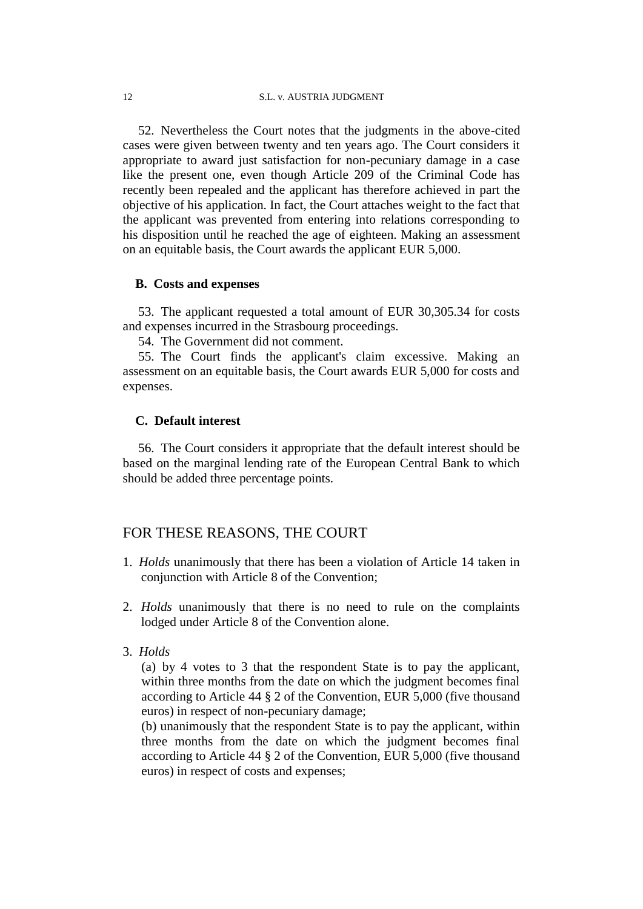52. Nevertheless the Court notes that the judgments in the above-cited cases were given between twenty and ten years ago. The Court considers it appropriate to award just satisfaction for non-pecuniary damage in a case like the present one, even though Article 209 of the Criminal Code has recently been repealed and the applicant has therefore achieved in part the objective of his application. In fact, the Court attaches weight to the fact that the applicant was prevented from entering into relations corresponding to his disposition until he reached the age of eighteen. Making an assessment on an equitable basis, the Court awards the applicant EUR 5,000.

### B. Costs and expenses

53. The applicant requested a total amount of EUR 30,305.34 for costs and expenses incurred in the Strasbourg proceedings.

54. The Government did not comment.

55. The Court finds the applicant's claim excessive. Making an assessment on an equitable basis, the Court awards EUR 5,000 for costs and expenses.

### C. Default interest

56. The Court considers it appropriate that the default interest should be based on the marginal lending rate of the European Central Bank to which should be added three percentage points.

## FOR THESE REASONS, THE COURT

1. *Holds* unanimously that there has been a violation of Article 14 taken in conjunction with Article 8 of the Convention;

2. *Holds* unanimously that there is no need to rule on the complaints lodged under Article 8 of the Convention alone.

3. *Holds*
   (a) by 4 votes to 3 that the respondent State is to pay the applicant, within three months from the date on which the judgment becomes final according to Article 44 § 2 of the Convention, EUR 5,000 (five thousand euros) in respect of non-pecuniary damage;
   (b) unanimously that the respondent State is to pay the applicant, within three months from the date on which the judgment becomes final according to Article 44 § 2 of the Convention, EUR 5,000 (five thousand euros) in respect of costs and expenses;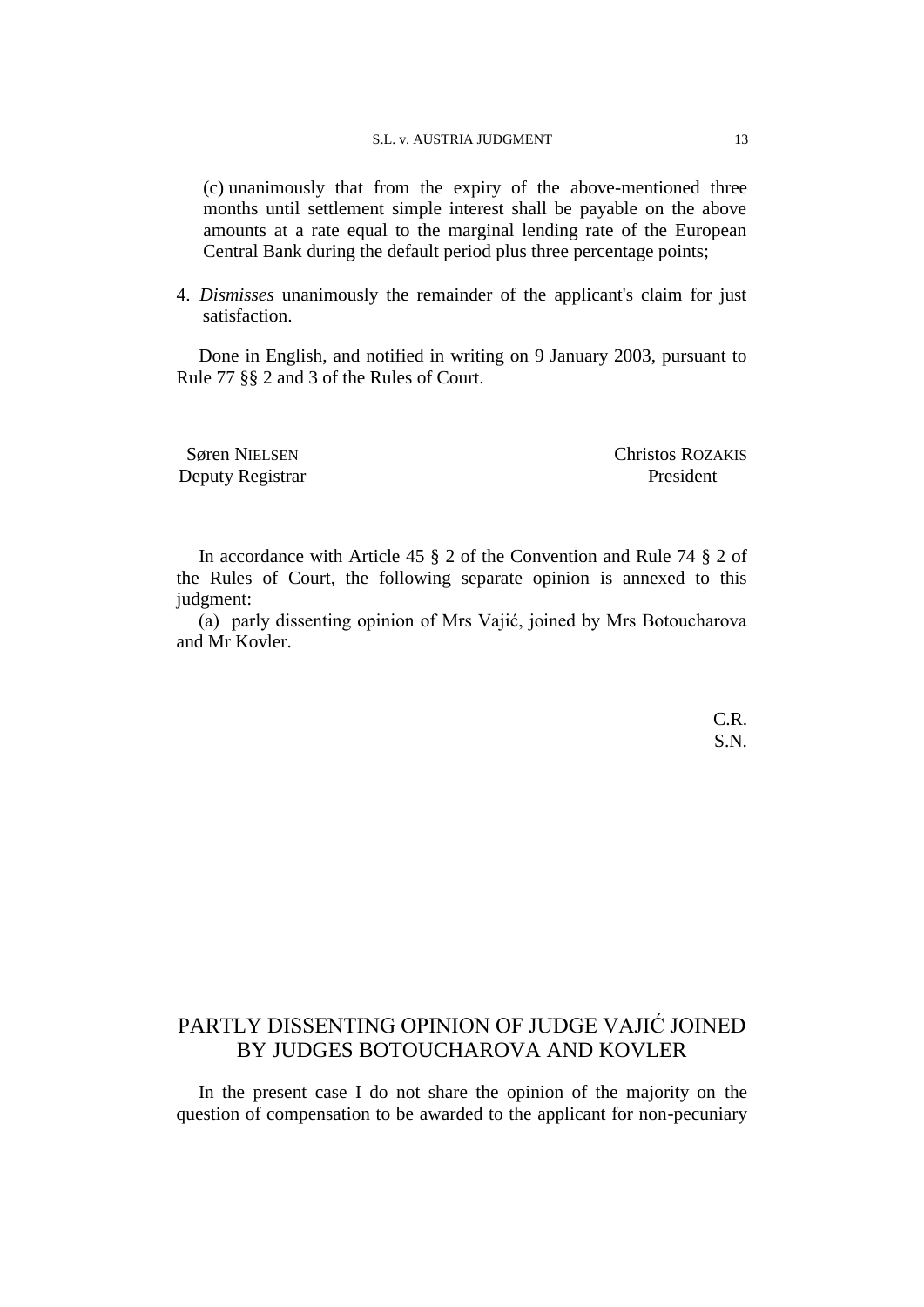(c) unanimously that from the expiry of the above-mentioned three months until settlement simple interest shall be payable on the above amounts at a rate equal to the marginal lending rate of the European Central Bank during the default period plus three percentage points;

4. *Dismisses* unanimously the remainder of the applicant's claim for just satisfaction.

Done in English, and notified in writing on 9 January 2003, pursuant to Rule 77 §§ 2 and 3 of the Rules of Court.

Søren NIELSEN
Deputy Registrar

Christos ROZAKIS
President

In accordance with Article 45 § 2 of the Convention and Rule 74 § 2 of the Rules of Court, the following separate opinion is annexed to this judgment:

(a) parly dissenting opinion of Mrs Vajić, joined by Mrs Botoucharova and Mr Kovler.

C.R.
S.N.

## PARTLY DISSENTING OPINION OF JUDGE VAJIĆ JOINED BY JUDGES BOTOUCHAROVA AND KOVLER

In the present case I do not share the opinion of the majority on the question of compensation to be awarded to the applicant for non-pecuniary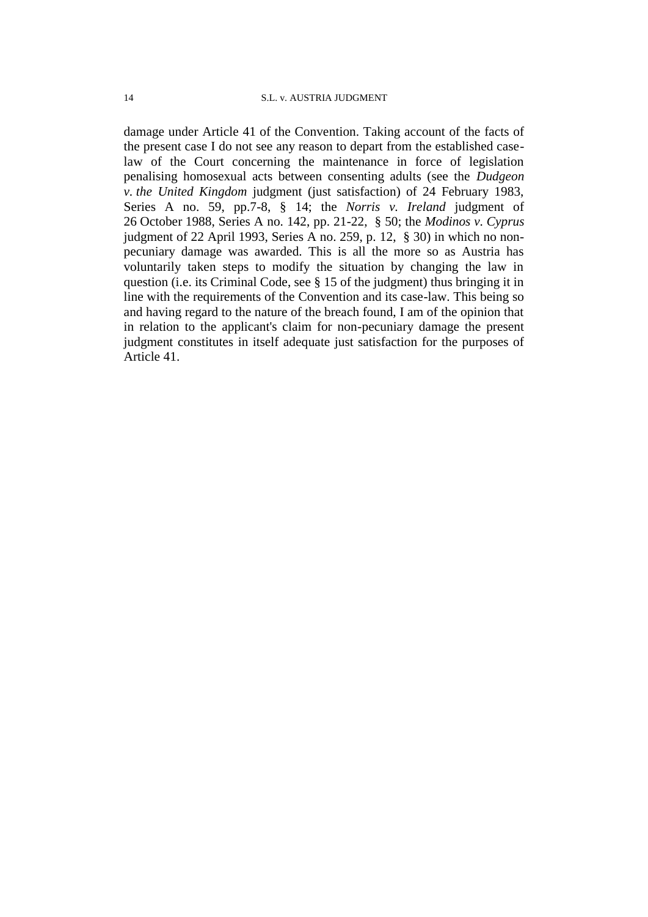damage under Article 41 of the Convention. Taking account of the facts of the present case I do not see any reason to depart from the established case-law of the Court concerning the maintenance in force of legislation penalising homosexual acts between consenting adults (see the *Dudgeon v. the United Kingdom* judgment (just satisfaction) of 24 February 1983, Series A no. 59, pp.7-8, § 14; the *Norris v. Ireland* judgment of 26 October 1988, Series A no. 142, pp. 21-22, § 50; the *Modinos v. Cyprus* judgment of 22 April 1993, Series A no. 259, p. 12, § 30) in which no non-pecuniary damage was awarded. This is all the more so as Austria has voluntarily taken steps to modify the situation by changing the law in question (i.e. its Criminal Code, see § 15 of the judgment) thus bringing it in line with the requirements of the Convention and its case-law. This being so and having regard to the nature of the breach found, I am of the opinion that in relation to the applicant's claim for non-pecuniary damage the present judgment constitutes in itself adequate just satisfaction for the purposes of Article 41.